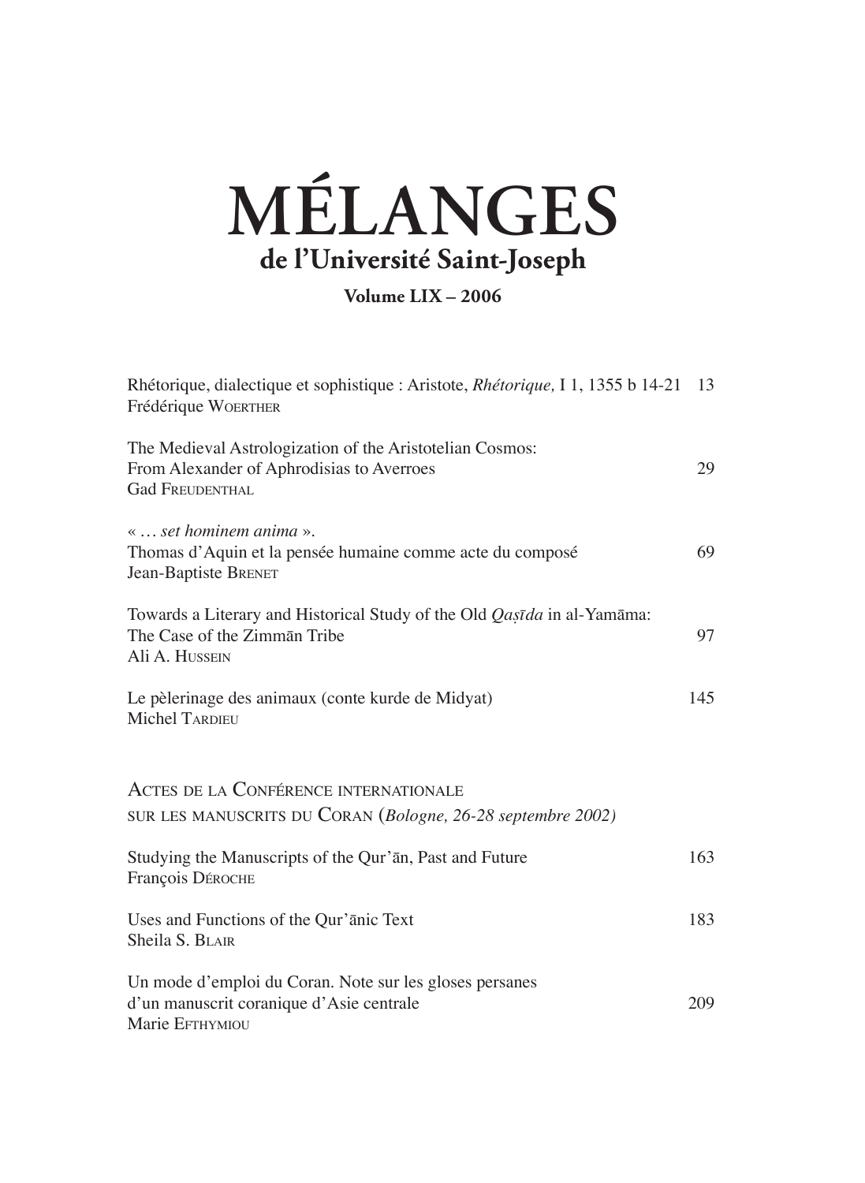# MÉLANGES

## de l'Université Saint-Joseph

**Volume LIX – 2006**

Rhétorique, dialectique et sophistique : Aristote, *Rhétorique,* I 1, 1355 b 14-21 13
Frédérique WOERTHER

The Medieval Astrologization of the Aristotelian Cosmos:
From Alexander of Aphrodisias to Averroes 29
Gad FREUDENTHAL

« … *set hominem anima* ».
Thomas d'Aquin et la pensée humaine comme acte du composé 69
Jean-Baptiste BRENET

Towards a Literary and Historical Study of the Old *Qaṣīda* in al-Yamāma:
The Case of the Zimmān Tribe 97
Ali A. HUSSEIN

Le pèlerinage des animaux (conte kurde de Midyat) 145
Michel TARDIEU

ACTES DE LA CONFÉRENCE INTERNATIONALE
SUR LES MANUSCRITS DU CORAN (*Bologne, 26-28 septembre 2002)*

Studying the Manuscripts of the Qur'ān, Past and Future 163
François DÉROCHE

Uses and Functions of the Qur'ānic Text 183
Sheila S. BLAIR

Un mode d'emploi du Coran. Note sur les gloses persanes
d'un manuscrit coranique d'Asie centrale 209
Marie EFTHYMIOU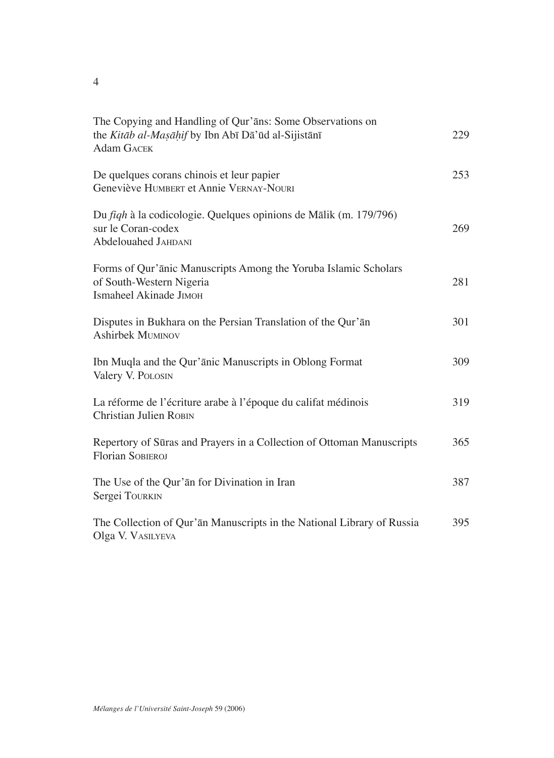The Copying and Handling of Qur'āns: Some Observations on the *Kitāb al-Maṣāḥif* by Ibn Abī Dā'ūd al-Sijistānī — 229
Adam Gacek

De quelques corans chinois et leur papier — 253
Geneviève Humbert et Annie Vernay-Nouri

Du *fiqh* à la codicologie. Quelques opinions de Mālik (m. 179/796) sur le Coran-codex — 269
Abdelouahed Jahdani

Forms of Qur'ānic Manuscripts Among the Yoruba Islamic Scholars of South-Western Nigeria — 281
Ismaheel Akinade Jimoh

Disputes in Bukhara on the Persian Translation of the Qur'ān — 301
Ashirbek Muminov

Ibn Muqla and the Qur'ānic Manuscripts in Oblong Format — 309
Valery V. Polosin

La réforme de l'écriture arabe à l'époque du califat médinois — 319
Christian Julien Robin

Repertory of Sūras and Prayers in a Collection of Ottoman Manuscripts — 365
Florian Sobieroj

The Use of the Qur'ān for Divination in Iran — 387
Sergei Tourkin

The Collection of Qur'ān Manuscripts in the National Library of Russia — 395
Olga V. Vasilyeva